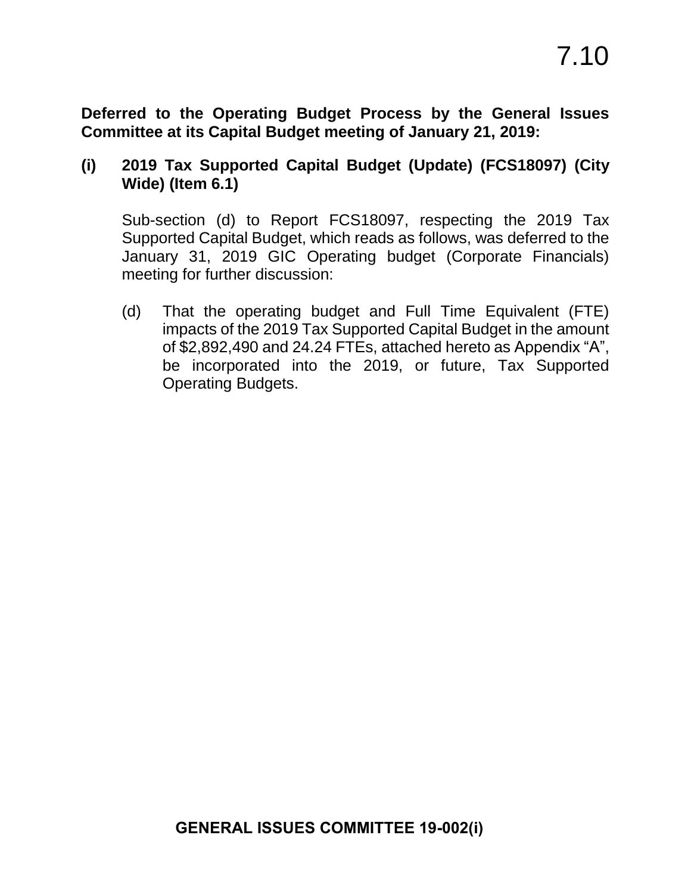# 7.10

**Deferred to the Operating Budget Process by the General Issues Committee at its Capital Budget meeting of January 21, 2019:**

**(i) 2019 Tax Supported Capital Budget (Update) (FCS18097) (City Wide) (Item 6.1)**

Sub-section (d) to Report FCS18097, respecting the 2019 Tax Supported Capital Budget, which reads as follows, was deferred to the January 31, 2019 GIC Operating budget (Corporate Financials) meeting for further discussion:

(d) That the operating budget and Full Time Equivalent (FTE) impacts of the 2019 Tax Supported Capital Budget in the amount of $2,892,490 and 24.24 FTEs, attached hereto as Appendix "A", be incorporated into the 2019, or future, Tax Supported Operating Budgets.

**GENERAL ISSUES COMMITTEE 19-002(i)**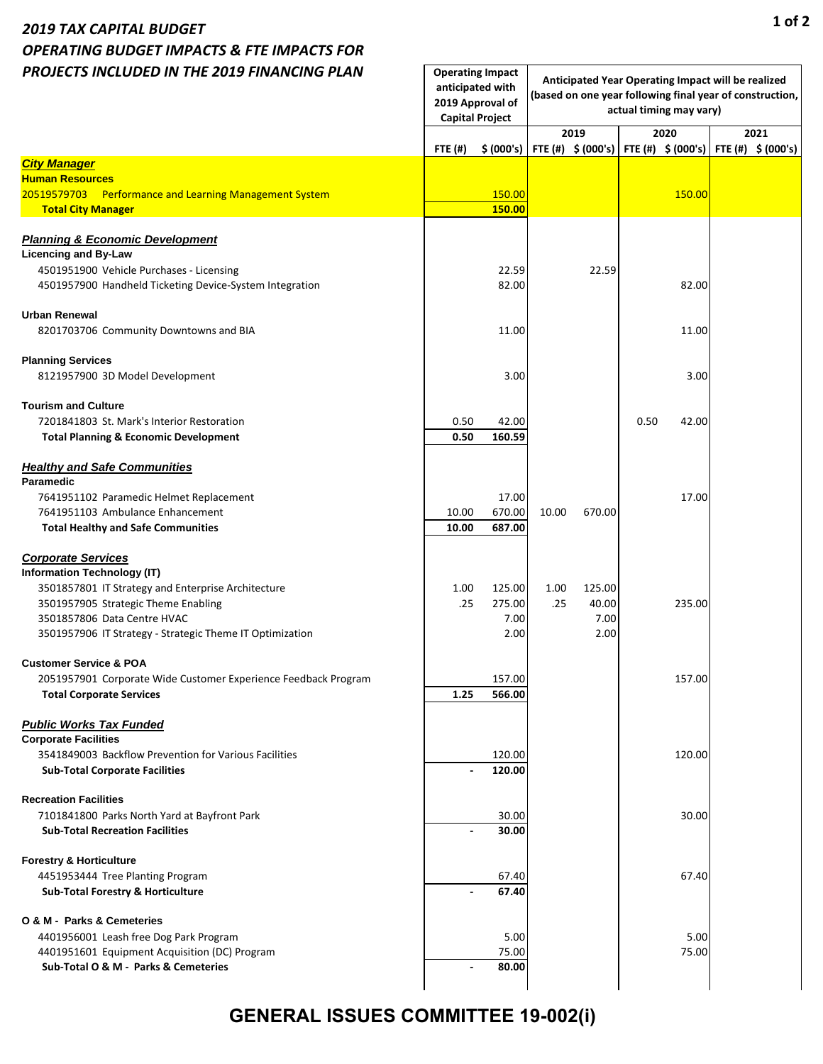# 2019 TAX CAPITAL BUDGET
## OPERATING BUDGET IMPACTS & FTE IMPACTS FOR PROJECTS INCLUDED IN THE 2019 FINANCING PLAN

| | Operating Impact anticipated with 2019 Approval of Capital Project | | Anticipated Year Operating Impact will be realized (based on one year following final year of construction, actual timing may vary) | | | | | |
|---|---|---|---|---|---|---|---|---|
| | | | 2019 | | 2020 | | 2021 | |
| | FTE (#) | $ (000's) | FTE (#) | $ (000's) | FTE (#) | $ (000's) | FTE (#) | $ (000's) |
| ***City Manager*** | | | | | | | | |
| **Human Resources** | | | | | | | | |
| 20519579703 Performance and Learning Management System | | 150.00 | | | | 150.00 | | |
| **Total City Manager** | | **150.00** | | | | | | |
| ***Planning & Economic Development*** | | | | | | | | |
| **Licencing and By-Law** | | | | | | | | |
| 4501951900 Vehicle Purchases - Licensing | | 22.59 | | 22.59 | | | | |
| 4501957900 Handheld Ticketing Device-System Integration | | 82.00 | | | | 82.00 | | |
| **Urban Renewal** | | | | | | | | |
| 8201703706 Community Downtowns and BIA | | 11.00 | | | | 11.00 | | |
| **Planning Services** | | | | | | | | |
| 8121957900 3D Model Development | | 3.00 | | | | 3.00 | | |
| **Tourism and Culture** | | | | | | | | |
| 7201841803 St. Mark's Interior Restoration | 0.50 | 42.00 | | | 0.50 | 42.00 | | |
| **Total Planning & Economic Development** | **0.50** | **160.59** | | | | | | |
| ***Healthy and Safe Communities*** | | | | | | | | |
| **Paramedic** | | | | | | | | |
| 7641951102 Paramedic Helmet Replacement | | 17.00 | | | | 17.00 | | |
| 7641951103 Ambulance Enhancement | 10.00 | 670.00 | 10.00 | 670.00 | | | | |
| **Total Healthy and Safe Communities** | **10.00** | **687.00** | | | | | | |
| ***Corporate Services*** | | | | | | | | |
| **Information Technology (IT)** | | | | | | | | |
| 3501857801 IT Strategy and Enterprise Architecture | 1.00 | 125.00 | 1.00 | 125.00 | | | | |
| 3501957905 Strategic Theme Enabling | .25 | 275.00 | .25 | 40.00 | | 235.00 | | |
| 3501857806 Data Centre HVAC | | 7.00 | | 7.00 | | | | |
| 3501957906 IT Strategy - Strategic Theme IT Optimization | | 2.00 | | 2.00 | | | | |
| **Customer Service & POA** | | | | | | | | |
| 2051957901 Corporate Wide Customer Experience Feedback Program | | 157.00 | | | | 157.00 | | |
| **Total Corporate Services** | **1.25** | **566.00** | | | | | | |
| ***Public Works Tax Funded*** | | | | | | | | |
| **Corporate Facilities** | | | | | | | | |
| 3541849003 Backflow Prevention for Various Facilities | | 120.00 | | | | 120.00 | | |
| **Sub-Total Corporate Facilities** | **-** | **120.00** | | | | | | |
| **Recreation Facilities** | | | | | | | | |
| 7101841800 Parks North Yard at Bayfront Park | | 30.00 | | | | 30.00 | | |
| **Sub-Total Recreation Facilities** | **-** | **30.00** | | | | | | |
| **Forestry & Horticulture** | | | | | | | | |
| 4451953444 Tree Planting Program | | 67.40 | | | | 67.40 | | |
| **Sub-Total Forestry & Horticulture** | **-** | **67.40** | | | | | | |
| **O & M - Parks & Cemeteries** | | | | | | | | |
| 4401956001 Leash free Dog Park Program | | 5.00 | | | | 5.00 | | |
| 4401951601 Equipment Acquisition (DC) Program | | 75.00 | | | | 75.00 | | |
| **Sub-Total O & M - Parks & Cemeteries** | **-** | **80.00** | | | | | | |

**GENERAL ISSUES COMMITTEE 19-002(i)**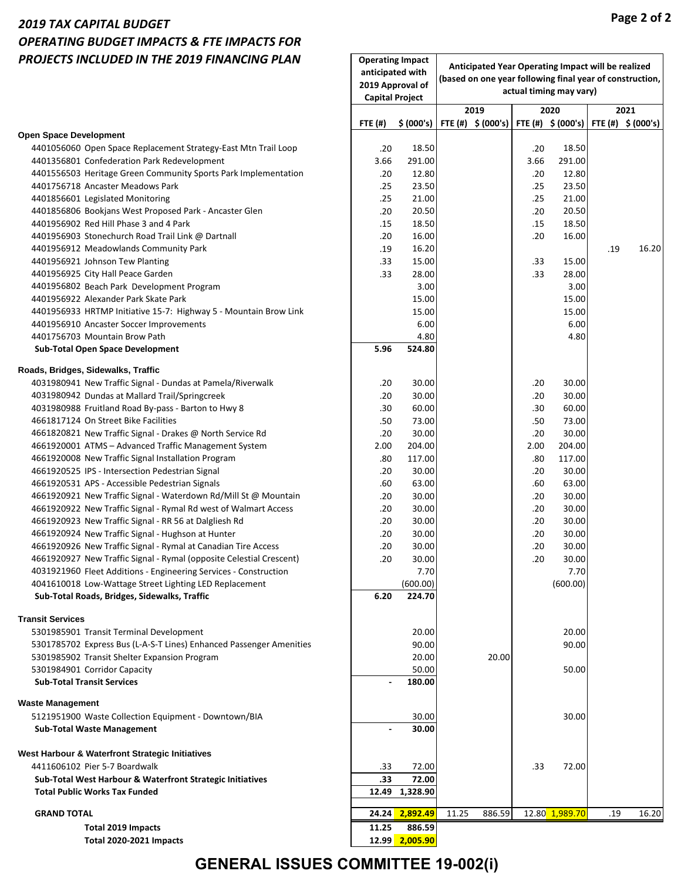## *2019 TAX CAPITAL BUDGET OPERATING BUDGET IMPACTS & FTE IMPACTS FOR PROJECTS INCLUDED IN THE 2019 FINANCING PLAN*

| | Operating Impact anticipated with 2019 Approval of Capital Project | | Anticipated Year Operating Impact will be realized (based on one year following final year of construction, actual timing may vary) | | | | | |
|---|---|---|---|---|---|---|---|---|
| | | | 2019 | | 2020 | | 2021 | |
| | FTE (#) | $ (000's) | FTE (#) | $ (000's) | FTE (#) | $ (000's) | FTE (#) | $ (000's) |
| **Open Space Development** | | | | | | | | |
| 4401056060 Open Space Replacement Strategy-East Mtn Trail Loop | .20 | 18.50 | | | .20 | 18.50 | | |
| 4401356801 Confederation Park Redevelopment | 3.66 | 291.00 | | | 3.66 | 291.00 | | |
| 4401556503 Heritage Green Community Sports Park Implementation | .20 | 12.80 | | | .20 | 12.80 | | |
| 4401756718 Ancaster Meadows Park | .25 | 23.50 | | | .25 | 23.50 | | |
| 4401856601 Legislated Monitoring | .25 | 21.00 | | | .25 | 21.00 | | |
| 4401856806 Bookjans West Proposed Park - Ancaster Glen | .20 | 20.50 | | | .20 | 20.50 | | |
| 4401956902 Red Hill Phase 3 and 4 Park | .15 | 18.50 | | | .15 | 18.50 | | |
| 4401956903 Stonechurch Road Trail Link @ Dartnall | .20 | 16.00 | | | .20 | 16.00 | | |
| 4401956912 Meadowlands Community Park | .19 | 16.20 | | | | | .19 | 16.20 |
| 4401956921 Johnson Tew Planting | .33 | 15.00 | | | .33 | 15.00 | | |
| 4401956925 City Hall Peace Garden | .33 | 28.00 | | | .33 | 28.00 | | |
| 4401956802 Beach Park Development Program | | 3.00 | | | | 3.00 | | |
| 4401956922 Alexander Park Skate Park | | 15.00 | | | | 15.00 | | |
| 4401956933 HRTMP Initiative 15-7: Highway 5 - Mountain Brow Link | | 15.00 | | | | 15.00 | | |
| 4401956910 Ancaster Soccer Improvements | | 6.00 | | | | 6.00 | | |
| 4401756703 Mountain Brow Path | | 4.80 | | | | 4.80 | | |
| **Sub-Total Open Space Development** | **5.96** | **524.80** | | | | | | |
| **Roads, Bridges, Sidewalks, Traffic** | | | | | | | | |
| 4031980941 New Traffic Signal - Dundas at Pamela/Riverwalk | .20 | 30.00 | | | .20 | 30.00 | | |
| 4031980942 Dundas at Mallard Trail/Springcreek | .20 | 30.00 | | | .20 | 30.00 | | |
| 4031980988 Fruitland Road By-pass - Barton to Hwy 8 | .30 | 60.00 | | | .30 | 60.00 | | |
| 4661817124 On Street Bike Facilities | .50 | 73.00 | | | .50 | 73.00 | | |
| 4661820821 New Traffic Signal - Drakes @ North Service Rd | .20 | 30.00 | | | .20 | 30.00 | | |
| 4661920001 ATMS – Advanced Traffic Management System | 2.00 | 204.00 | | | 2.00 | 204.00 | | |
| 4661920008 New Traffic Signal Installation Program | .80 | 117.00 | | | .80 | 117.00 | | |
| 4661920525 IPS - Intersection Pedestrian Signal | .20 | 30.00 | | | .20 | 30.00 | | |
| 4661920531 APS - Accessible Pedestrian Signals | .60 | 63.00 | | | .60 | 63.00 | | |
| 4661920921 New Traffic Signal - Waterdown Rd/Mill St @ Mountain | .20 | 30.00 | | | .20 | 30.00 | | |
| 4661920922 New Traffic Signal - Rymal Rd west of Walmart Access | .20 | 30.00 | | | .20 | 30.00 | | |
| 4661920923 New Traffic Signal - RR 56 at Dalgliesh Rd | .20 | 30.00 | | | .20 | 30.00 | | |
| 4661920924 New Traffic Signal - Hughson at Hunter | .20 | 30.00 | | | .20 | 30.00 | | |
| 4661920926 New Traffic Signal - Rymal at Canadian Tire Access | .20 | 30.00 | | | .20 | 30.00 | | |
| 4661920927 New Traffic Signal - Rymal (opposite Celestial Crescent) | .20 | 30.00 | | | .20 | 30.00 | | |
| 4031921960 Fleet Additions - Engineering Services - Construction | | 7.70 | | | | 7.70 | | |
| 4041610018 Low-Wattage Street Lighting LED Replacement | | (600.00) | | | | (600.00) | | |
| **Sub-Total Roads, Bridges, Sidewalks, Traffic** | **6.20** | **224.70** | | | | | | |
| **Transit Services** | | | | | | | | |
| 5301985901 Transit Terminal Development | | 20.00 | | | | 20.00 | | |
| 5301785702 Express Bus (L-A-S-T Lines) Enhanced Passenger Amenities | | 90.00 | | | | 90.00 | | |
| 5301985902 Transit Shelter Expansion Program | | 20.00 | | 20.00 | | | | |
| 5301984901 Corridor Capacity | | 50.00 | | | | 50.00 | | |
| **Sub-Total Transit Services** | **-** | **180.00** | | | | | | |
| **Waste Management** | | | | | | | | |
| 5121951900 Waste Collection Equipment - Downtown/BIA | | 30.00 | | | | 30.00 | | |
| **Sub-Total Waste Management** | **-** | **30.00** | | | | | | |
| **West Harbour & Waterfront Strategic Initiatives** | | | | | | | | |
| 4411606102 Pier 5-7 Boardwalk | .33 | 72.00 | | | .33 | 72.00 | | |
| **Sub-Total West Harbour & Waterfront Strategic Initiatives** | **.33** | **72.00** | | | | | | |
| **Total Public Works Tax Funded** | **12.49** | **1,328.90** | | | | | | |
| **GRAND TOTAL** | **24.24** | **2,892.49** | 11.25 | 886.59 | 12.80 | 1,989.70 | .19 | 16.20 |
| **Total 2019 Impacts** | **11.25** | **886.59** | | | | | | |
| **Total 2020-2021 Impacts** | **12.99** | **2,005.90** | | | | | | |

**GENERAL ISSUES COMMITTEE 19-002(i)**